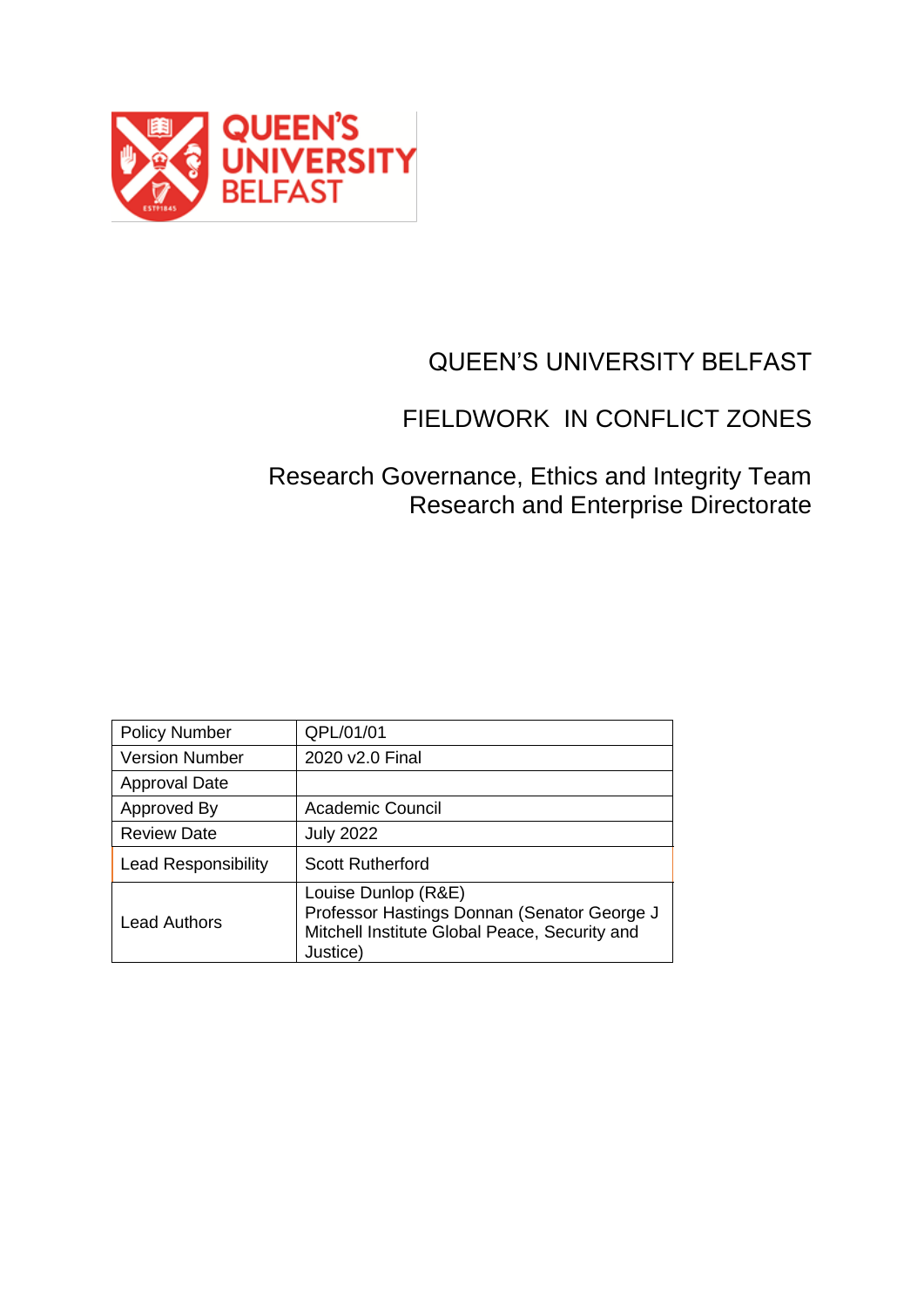QUEEN'S UNIVERSITY BELFAST

# QUEEN'S UNIVERSITY BELFAST

# FIELDWORK IN CONFLICT ZONES

## Research Governance, Ethics and Integrity Team
## Research and Enterprise Directorate

| Policy Number | QPL/01/01 |
|---|---|
| Version Number | 2020 v2.0 Final |
| Approval Date | |
| Approved By | Academic Council |
| Review Date | July 2022 |
| Lead Responsibility | Scott Rutherford |
| Lead Authors | Louise Dunlop (R&E)<br>Professor Hastings Donnan (Senator George J Mitchell Institute Global Peace, Security and Justice) |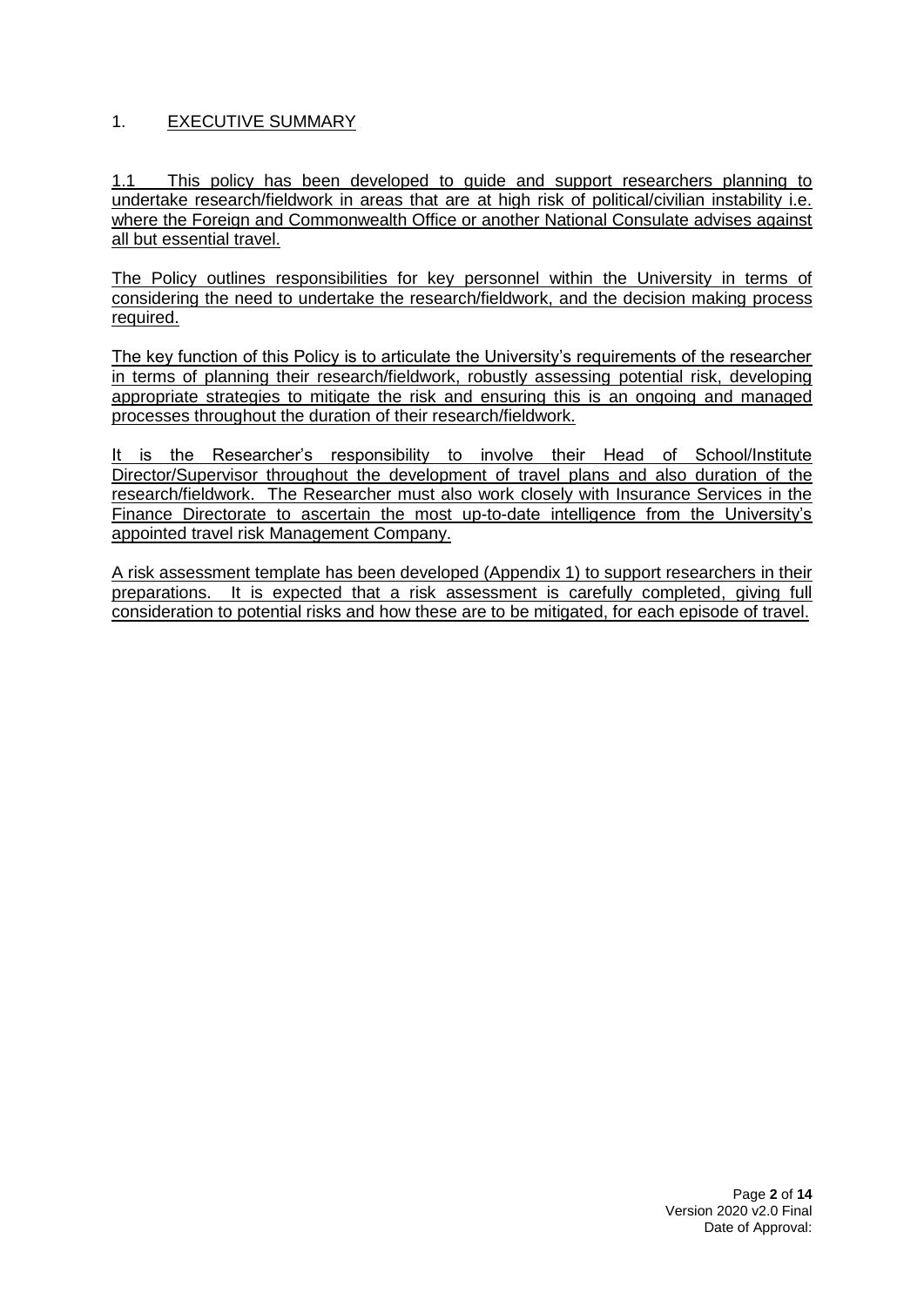## 1. EXECUTIVE SUMMARY

1.1 This policy has been developed to guide and support researchers planning to undertake research/fieldwork in areas that are at high risk of political/civilian instability i.e. where the Foreign and Commonwealth Office or another National Consulate advises against all but essential travel.

The Policy outlines responsibilities for key personnel within the University in terms of considering the need to undertake the research/fieldwork, and the decision making process required.

The key function of this Policy is to articulate the University's requirements of the researcher in terms of planning their research/fieldwork, robustly assessing potential risk, developing appropriate strategies to mitigate the risk and ensuring this is an ongoing and managed processes throughout the duration of their research/fieldwork.

It is the Researcher's responsibility to involve their Head of School/Institute Director/Supervisor throughout the development of travel plans and also duration of the research/fieldwork. The Researcher must also work closely with Insurance Services in the Finance Directorate to ascertain the most up-to-date intelligence from the University's appointed travel risk Management Company.

A risk assessment template has been developed (Appendix 1) to support researchers in their preparations. It is expected that a risk assessment is carefully completed, giving full consideration to potential risks and how these are to be mitigated, for each episode of travel.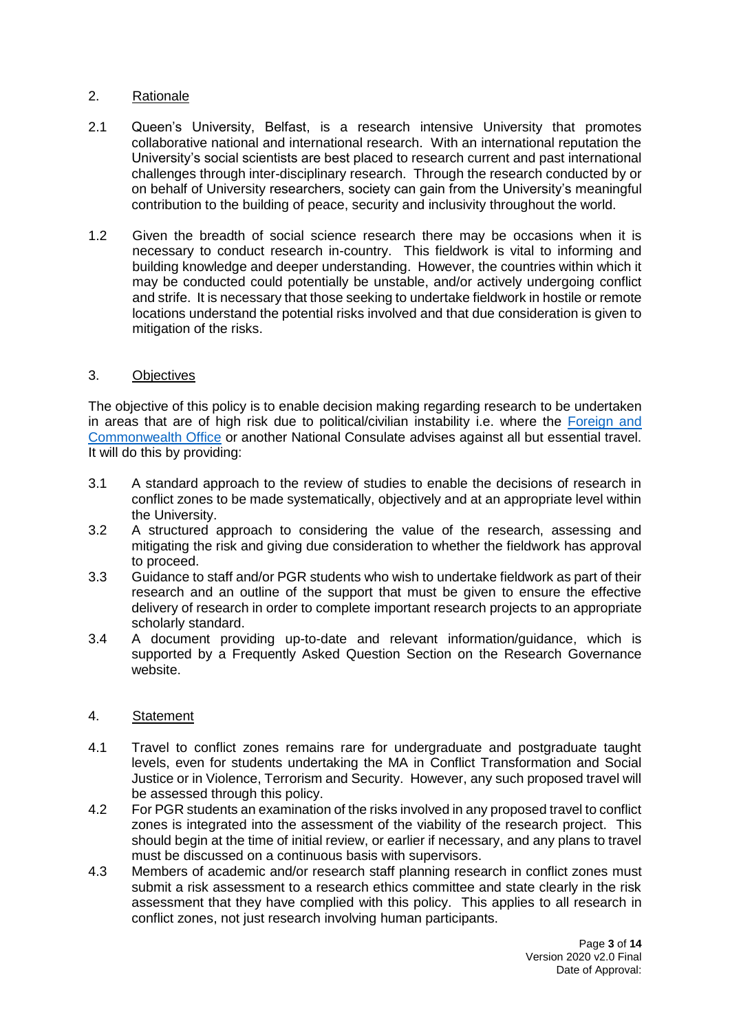## 2. Rationale

2.1 Queen's University, Belfast, is a research intensive University that promotes collaborative national and international research. With an international reputation the University's social scientists are best placed to research current and past international challenges through inter-disciplinary research. Through the research conducted by or on behalf of University researchers, society can gain from the University's meaningful contribution to the building of peace, security and inclusivity throughout the world.

1.2 Given the breadth of social science research there may be occasions when it is necessary to conduct research in-country. This fieldwork is vital to informing and building knowledge and deeper understanding. However, the countries within which it may be conducted could potentially be unstable, and/or actively undergoing conflict and strife. It is necessary that those seeking to undertake fieldwork in hostile or remote locations understand the potential risks involved and that due consideration is given to mitigation of the risks.

## 3. Objectives

The objective of this policy is to enable decision making regarding research to be undertaken in areas that are of high risk due to political/civilian instability i.e. where the Foreign and Commonwealth Office or another National Consulate advises against all but essential travel. It will do this by providing:

3.1 A standard approach to the review of studies to enable the decisions of research in conflict zones to be made systematically, objectively and at an appropriate level within the University.

3.2 A structured approach to considering the value of the research, assessing and mitigating the risk and giving due consideration to whether the fieldwork has approval to proceed.

3.3 Guidance to staff and/or PGR students who wish to undertake fieldwork as part of their research and an outline of the support that must be given to ensure the effective delivery of research in order to complete important research projects to an appropriate scholarly standard.

3.4 A document providing up-to-date and relevant information/guidance, which is supported by a Frequently Asked Question Section on the Research Governance website.

## 4. Statement

4.1 Travel to conflict zones remains rare for undergraduate and postgraduate taught levels, even for students undertaking the MA in Conflict Transformation and Social Justice or in Violence, Terrorism and Security. However, any such proposed travel will be assessed through this policy.

4.2 For PGR students an examination of the risks involved in any proposed travel to conflict zones is integrated into the assessment of the viability of the research project. This should begin at the time of initial review, or earlier if necessary, and any plans to travel must be discussed on a continuous basis with supervisors.

4.3 Members of academic and/or research staff planning research in conflict zones must submit a risk assessment to a research ethics committee and state clearly in the risk assessment that they have complied with this policy. This applies to all research in conflict zones, not just research involving human participants.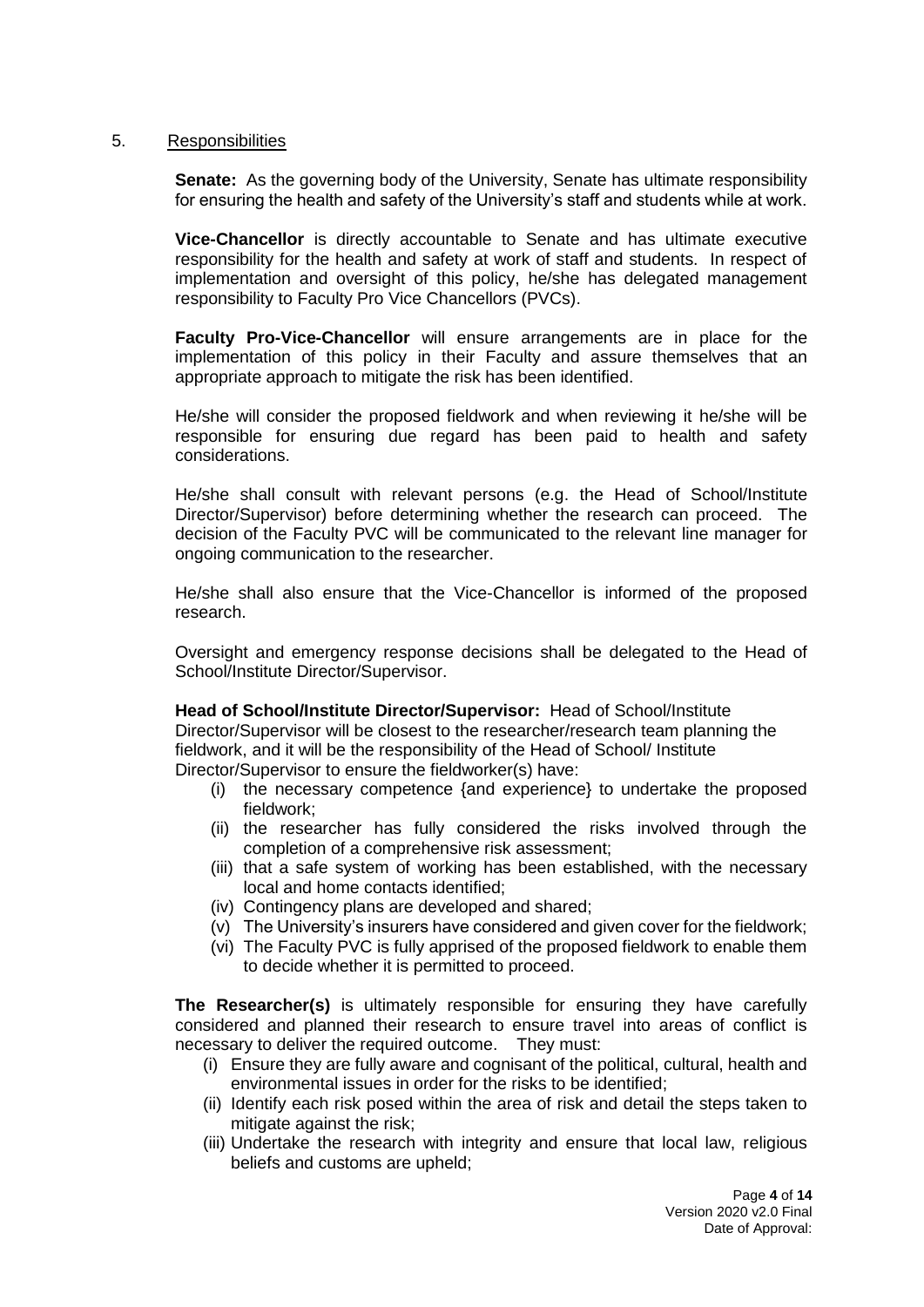## 5. Responsibilities

**Senate:** As the governing body of the University, Senate has ultimate responsibility for ensuring the health and safety of the University's staff and students while at work.

**Vice-Chancellor** is directly accountable to Senate and has ultimate executive responsibility for the health and safety at work of staff and students. In respect of implementation and oversight of this policy, he/she has delegated management responsibility to Faculty Pro Vice Chancellors (PVCs).

**Faculty Pro-Vice-Chancellor** will ensure arrangements are in place for the implementation of this policy in their Faculty and assure themselves that an appropriate approach to mitigate the risk has been identified.

He/she will consider the proposed fieldwork and when reviewing it he/she will be responsible for ensuring due regard has been paid to health and safety considerations.

He/she shall consult with relevant persons (e.g. the Head of School/Institute Director/Supervisor) before determining whether the research can proceed. The decision of the Faculty PVC will be communicated to the relevant line manager for ongoing communication to the researcher.

He/she shall also ensure that the Vice-Chancellor is informed of the proposed research.

Oversight and emergency response decisions shall be delegated to the Head of School/Institute Director/Supervisor.

**Head of School/Institute Director/Supervisor:** Head of School/Institute Director/Supervisor will be closest to the researcher/research team planning the fieldwork, and it will be the responsibility of the Head of School/ Institute Director/Supervisor to ensure the fieldworker(s) have:

(i) the necessary competence {and experience} to undertake the proposed fieldwork;
(ii) the researcher has fully considered the risks involved through the completion of a comprehensive risk assessment;
(iii) that a safe system of working has been established, with the necessary local and home contacts identified;
(iv) Contingency plans are developed and shared;
(v) The University's insurers have considered and given cover for the fieldwork;
(vi) The Faculty PVC is fully apprised of the proposed fieldwork to enable them to decide whether it is permitted to proceed.

**The Researcher(s)** is ultimately responsible for ensuring they have carefully considered and planned their research to ensure travel into areas of conflict is necessary to deliver the required outcome. They must:

(i) Ensure they are fully aware and cognisant of the political, cultural, health and environmental issues in order for the risks to be identified;
(ii) Identify each risk posed within the area of risk and detail the steps taken to mitigate against the risk;
(iii) Undertake the research with integrity and ensure that local law, religious beliefs and customs are upheld;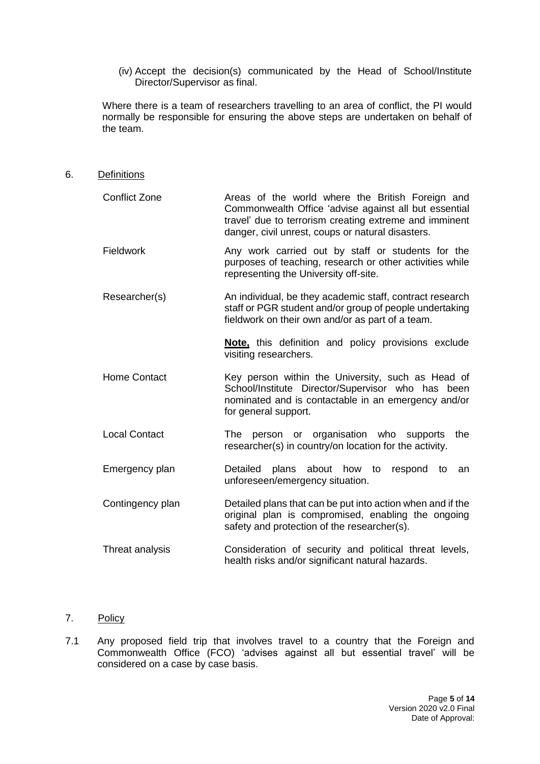(iv) Accept the decision(s) communicated by the Head of School/Institute Director/Supervisor as final.

Where there is a team of researchers travelling to an area of conflict, the PI would normally be responsible for ensuring the above steps are undertaken on behalf of the team.

## 6. Definitions

| | |
|---|---|
| Conflict Zone | Areas of the world where the British Foreign and Commonwealth Office 'advise against all but essential travel' due to terrorism creating extreme and imminent danger, civil unrest, coups or natural disasters. |
| Fieldwork | Any work carried out by staff or students for the purposes of teaching, research or other activities while representing the University off-site. |
| Researcher(s) | An individual, be they academic staff, contract research staff or PGR student and/or group of people undertaking fieldwork on their own and/or as part of a team.<br><br>**Note,** this definition and policy provisions exclude visiting researchers. |
| Home Contact | Key person within the University, such as Head of School/Institute Director/Supervisor who has been nominated and is contactable in an emergency and/or for general support. |
| Local Contact | The person or organisation who supports the researcher(s) in country/on location for the activity. |
| Emergency plan | Detailed plans about how to respond to an unforeseen/emergency situation. |
| Contingency plan | Detailed plans that can be put into action when and if the original plan is compromised, enabling the ongoing safety and protection of the researcher(s). |
| Threat analysis | Consideration of security and political threat levels, health risks and/or significant natural hazards. |

## 7. Policy

7.1 Any proposed field trip that involves travel to a country that the Foreign and Commonwealth Office (FCO) 'advises against all but essential travel' will be considered on a case by case basis.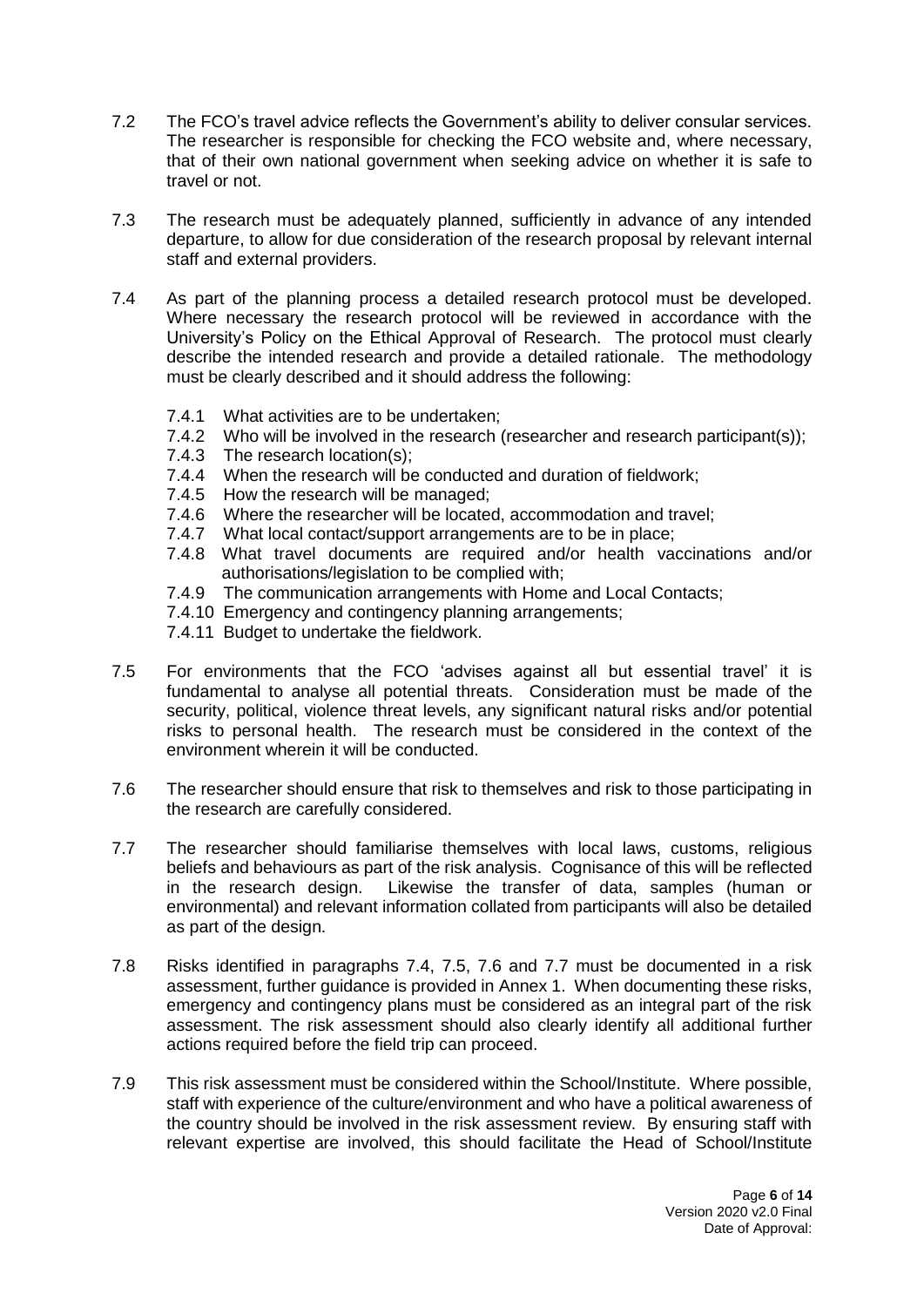7.2 The FCO's travel advice reflects the Government's ability to deliver consular services. The researcher is responsible for checking the FCO website and, where necessary, that of their own national government when seeking advice on whether it is safe to travel or not.

7.3 The research must be adequately planned, sufficiently in advance of any intended departure, to allow for due consideration of the research proposal by relevant internal staff and external providers.

7.4 As part of the planning process a detailed research protocol must be developed. Where necessary the research protocol will be reviewed in accordance with the University's Policy on the Ethical Approval of Research. The protocol must clearly describe the intended research and provide a detailed rationale. The methodology must be clearly described and it should address the following:

- 7.4.1 What activities are to be undertaken;
- 7.4.2 Who will be involved in the research (researcher and research participant(s));
- 7.4.3 The research location(s);
- 7.4.4 When the research will be conducted and duration of fieldwork;
- 7.4.5 How the research will be managed;
- 7.4.6 Where the researcher will be located, accommodation and travel;
- 7.4.7 What local contact/support arrangements are to be in place;
- 7.4.8 What travel documents are required and/or health vaccinations and/or authorisations/legislation to be complied with;
- 7.4.9 The communication arrangements with Home and Local Contacts;
- 7.4.10 Emergency and contingency planning arrangements;
- 7.4.11 Budget to undertake the fieldwork.

7.5 For environments that the FCO 'advises against all but essential travel' it is fundamental to analyse all potential threats. Consideration must be made of the security, political, violence threat levels, any significant natural risks and/or potential risks to personal health. The research must be considered in the context of the environment wherein it will be conducted.

7.6 The researcher should ensure that risk to themselves and risk to those participating in the research are carefully considered.

7.7 The researcher should familiarise themselves with local laws, customs, religious beliefs and behaviours as part of the risk analysis. Cognisance of this will be reflected in the research design. Likewise the transfer of data, samples (human or environmental) and relevant information collated from participants will also be detailed as part of the design.

7.8 Risks identified in paragraphs 7.4, 7.5, 7.6 and 7.7 must be documented in a risk assessment, further guidance is provided in Annex 1. When documenting these risks, emergency and contingency plans must be considered as an integral part of the risk assessment. The risk assessment should also clearly identify all additional further actions required before the field trip can proceed.

7.9 This risk assessment must be considered within the School/Institute. Where possible, staff with experience of the culture/environment and who have a political awareness of the country should be involved in the risk assessment review. By ensuring staff with relevant expertise are involved, this should facilitate the Head of School/Institute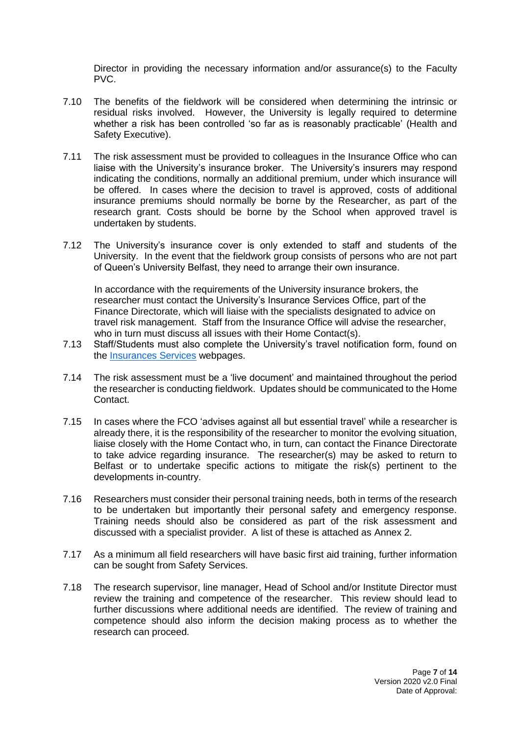Director in providing the necessary information and/or assurance(s) to the Faculty PVC.

7.10 The benefits of the fieldwork will be considered when determining the intrinsic or residual risks involved. However, the University is legally required to determine whether a risk has been controlled 'so far as is reasonably practicable' (Health and Safety Executive).

7.11 The risk assessment must be provided to colleagues in the Insurance Office who can liaise with the University's insurance broker. The University's insurers may respond indicating the conditions, normally an additional premium, under which insurance will be offered. In cases where the decision to travel is approved, costs of additional insurance premiums should normally be borne by the Researcher, as part of the research grant. Costs should be borne by the School when approved travel is undertaken by students.

7.12 The University's insurance cover is only extended to staff and students of the University. In the event that the fieldwork group consists of persons who are not part of Queen's University Belfast, they need to arrange their own insurance.

In accordance with the requirements of the University insurance brokers, the researcher must contact the University's Insurance Services Office, part of the Finance Directorate, which will liaise with the specialists designated to advice on travel risk management. Staff from the Insurance Office will advise the researcher, who in turn must discuss all issues with their Home Contact(s).

7.13 Staff/Students must also complete the University's travel notification form, found on the [Insurances Services] webpages.

7.14 The risk assessment must be a 'live document' and maintained throughout the period the researcher is conducting fieldwork. Updates should be communicated to the Home Contact.

7.15 In cases where the FCO 'advises against all but essential travel' while a researcher is already there, it is the responsibility of the researcher to monitor the evolving situation, liaise closely with the Home Contact who, in turn, can contact the Finance Directorate to take advice regarding insurance. The researcher(s) may be asked to return to Belfast or to undertake specific actions to mitigate the risk(s) pertinent to the developments in-country.

7.16 Researchers must consider their personal training needs, both in terms of the research to be undertaken but importantly their personal safety and emergency response. Training needs should also be considered as part of the risk assessment and discussed with a specialist provider. A list of these is attached as Annex 2.

7.17 As a minimum all field researchers will have basic first aid training, further information can be sought from Safety Services.

7.18 The research supervisor, line manager, Head of School and/or Institute Director must review the training and competence of the researcher. This review should lead to further discussions where additional needs are identified. The review of training and competence should also inform the decision making process as to whether the research can proceed.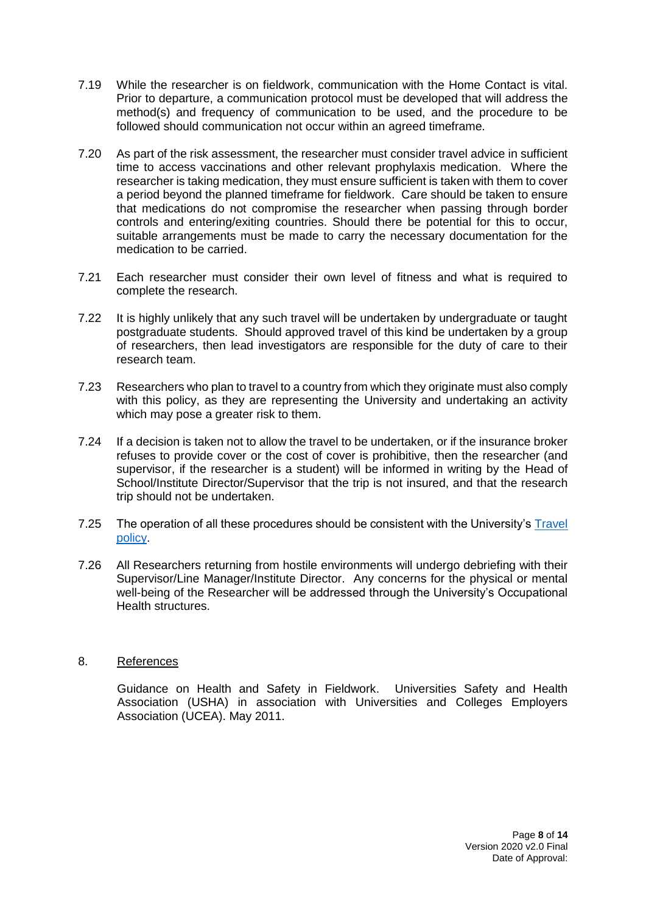7.19 While the researcher is on fieldwork, communication with the Home Contact is vital. Prior to departure, a communication protocol must be developed that will address the method(s) and frequency of communication to be used, and the procedure to be followed should communication not occur within an agreed timeframe.

7.20 As part of the risk assessment, the researcher must consider travel advice in sufficient time to access vaccinations and other relevant prophylaxis medication. Where the researcher is taking medication, they must ensure sufficient is taken with them to cover a period beyond the planned timeframe for fieldwork. Care should be taken to ensure that medications do not compromise the researcher when passing through border controls and entering/exiting countries. Should there be potential for this to occur, suitable arrangements must be made to carry the necessary documentation for the medication to be carried.

7.21 Each researcher must consider their own level of fitness and what is required to complete the research.

7.22 It is highly unlikely that any such travel will be undertaken by undergraduate or taught postgraduate students. Should approved travel of this kind be undertaken by a group of researchers, then lead investigators are responsible for the duty of care to their research team.

7.23 Researchers who plan to travel to a country from which they originate must also comply with this policy, as they are representing the University and undertaking an activity which may pose a greater risk to them.

7.24 If a decision is taken not to allow the travel to be undertaken, or if the insurance broker refuses to provide cover or the cost of cover is prohibitive, then the researcher (and supervisor, if the researcher is a student) will be informed in writing by the Head of School/Institute Director/Supervisor that the trip is not insured, and that the research trip should not be undertaken.

7.25 The operation of all these procedures should be consistent with the University's Travel policy.

7.26 All Researchers returning from hostile environments will undergo debriefing with their Supervisor/Line Manager/Institute Director. Any concerns for the physical or mental well-being of the Researcher will be addressed through the University's Occupational Health structures.

## 8. References

Guidance on Health and Safety in Fieldwork. Universities Safety and Health Association (USHA) in association with Universities and Colleges Employers Association (UCEA). May 2011.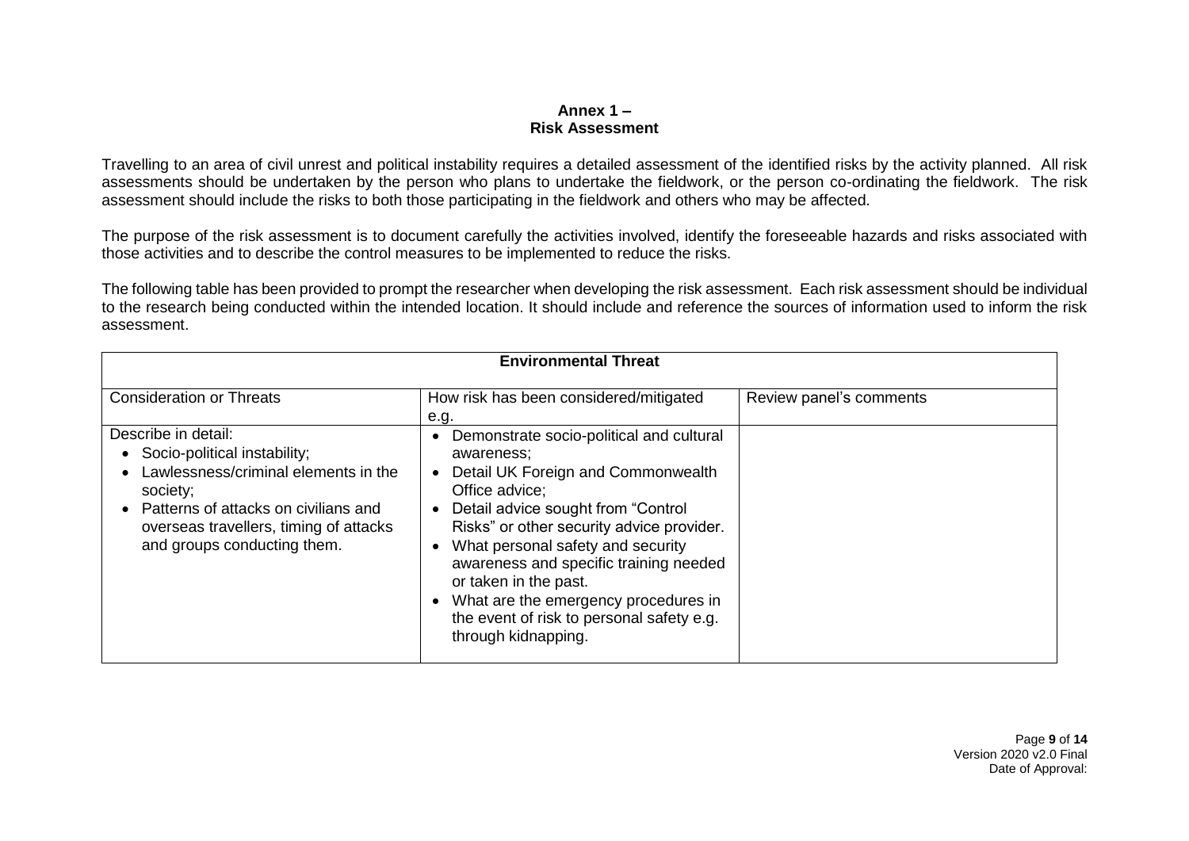**Annex 1 –**
**Risk Assessment**

Travelling to an area of civil unrest and political instability requires a detailed assessment of the identified risks by the activity planned. All risk assessments should be undertaken by the person who plans to undertake the fieldwork, or the person co-ordinating the fieldwork. The risk assessment should include the risks to both those participating in the fieldwork and others who may be affected.

The purpose of the risk assessment is to document carefully the activities involved, identify the foreseeable hazards and risks associated with those activities and to describe the control measures to be implemented to reduce the risks.

The following table has been provided to prompt the researcher when developing the risk assessment. Each risk assessment should be individual to the research being conducted within the intended location. It should include and reference the sources of information used to inform the risk assessment.

| **Environmental Threat** | | |
|---|---|---|
| Consideration or Threats | How risk has been considered/mitigated e.g. | Review panel's comments |
| Describe in detail:<br>• Socio-political instability;<br>• Lawlessness/criminal elements in the society;<br>• Patterns of attacks on civilians and overseas travellers, timing of attacks and groups conducting them. | • Demonstrate socio-political and cultural awareness;<br>• Detail UK Foreign and Commonwealth Office advice;<br>• Detail advice sought from "Control Risks" or other security advice provider.<br>• What personal safety and security awareness and specific training needed or taken in the past.<br>• What are the emergency procedures in the event of risk to personal safety e.g. through kidnapping. | |

Version 2020 v2.0 Final
Date of Approval: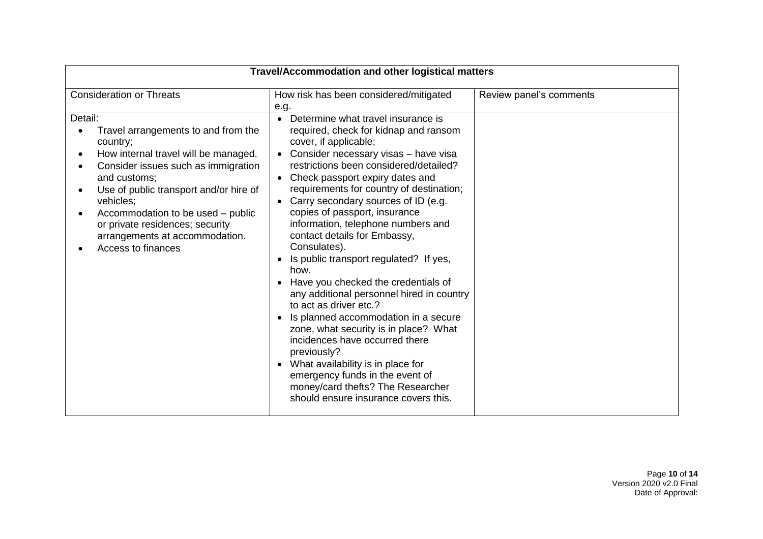| Travel/Accommodation and other logistical matters | | |
|---|---|---|
| Consideration or Threats | How risk has been considered/mitigated e.g. | Review panel's comments |
| Detail:<br>• Travel arrangements to and from the country;<br>• How internal travel will be managed.<br>• Consider issues such as immigration and customs;<br>• Use of public transport and/or hire of vehicles;<br>• Accommodation to be used – public or private residences; security arrangements at accommodation.<br>• Access to finances | • Determine what travel insurance is required, check for kidnap and ransom cover, if applicable;<br>• Consider necessary visas – have visa restrictions been considered/detailed?<br>• Check passport expiry dates and requirements for country of destination;<br>• Carry secondary sources of ID (e.g. copies of passport, insurance information, telephone numbers and contact details for Embassy, Consulates).<br>• Is public transport regulated? If yes, how.<br>• Have you checked the credentials of any additional personnel hired in country to act as driver etc.?<br>• Is planned accommodation in a secure zone, what security is in place? What incidences have occurred there previously?<br>• What availability is in place for emergency funds in the event of money/card thefts? The Researcher should ensure insurance covers this. | |

Version 2020 v2.0 Final
Date of Approval: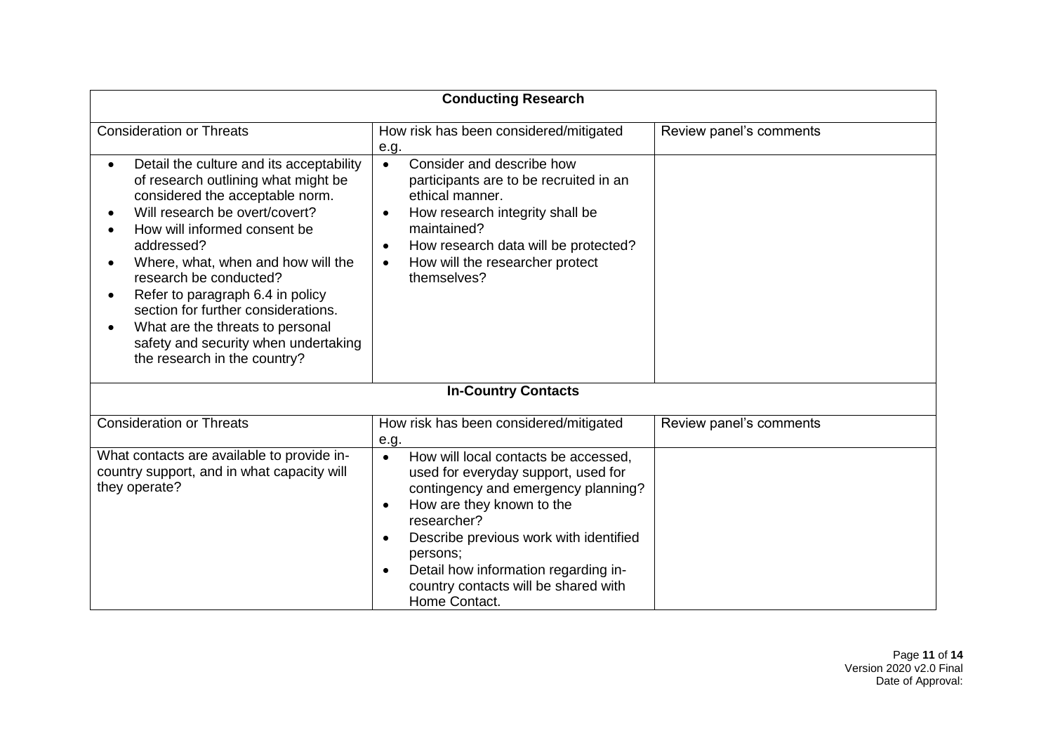| **Conducting Research** | | |
|---|---|---|
| Consideration or Threats | How risk has been considered/mitigated e.g. | Review panel's comments |
| • Detail the culture and its acceptability of research outlining what might be considered the acceptable norm.<br>• Will research be overt/covert?<br>• How will informed consent be addressed?<br>• Where, what, when and how will the research be conducted?<br>• Refer to paragraph 6.4 in policy section for further considerations.<br>• What are the threats to personal safety and security when undertaking the research in the country? | • Consider and describe how participants are to be recruited in an ethical manner.<br>• How research integrity shall be maintained?<br>• How research data will be protected?<br>• How will the researcher protect themselves? | |
| **In-Country Contacts** | | |
| Consideration or Threats | How risk has been considered/mitigated e.g. | Review panel's comments |
| What contacts are available to provide in-country support, and in what capacity will they operate? | • How will local contacts be accessed, used for everyday support, used for contingency and emergency planning?<br>• How are they known to the researcher?<br>• Describe previous work with identified persons;<br>• Detail how information regarding in-country contacts will be shared with Home Contact. | |

Version 2020 v2.0 Final
Date of Approval: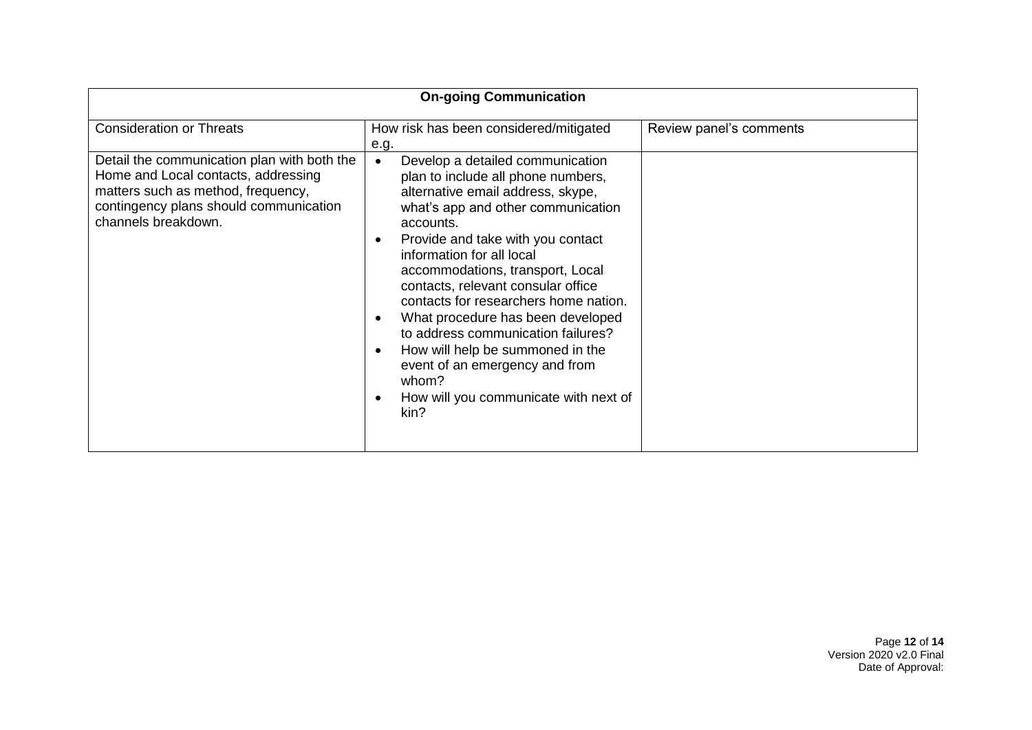| On-going Communication | | |
|---|---|---|
| Consideration or Threats | How risk has been considered/mitigated e.g. | Review panel's comments |
| Detail the communication plan with both the Home and Local contacts, addressing matters such as method, frequency, contingency plans should communication channels breakdown. | • Develop a detailed communication plan to include all phone numbers, alternative email address, skype, what's app and other communication accounts.<br>• Provide and take with you contact information for all local accommodations, transport, Local contacts, relevant consular office contacts for researchers home nation.<br>• What procedure has been developed to address communication failures?<br>• How will help be summoned in the event of an emergency and from whom?<br>• How will you communicate with next of kin? | |

Version 2020 v2.0 Final
Date of Approval: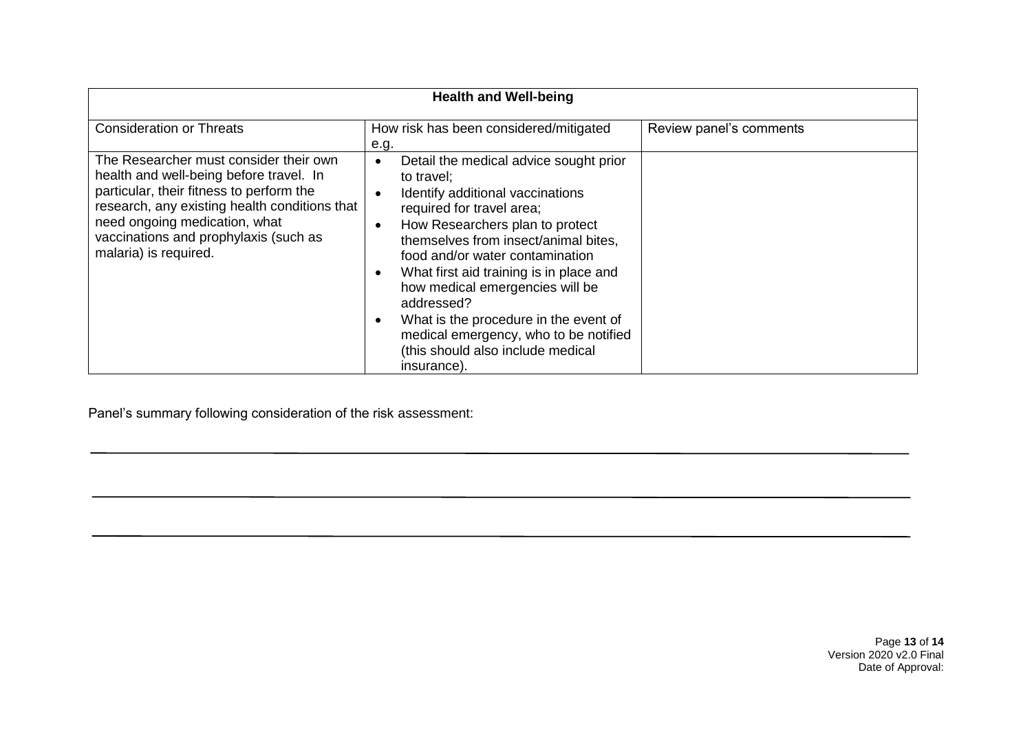| Health and Well-being | | |
|---|---|---|
| Consideration or Threats | How risk has been considered/mitigated e.g. | Review panel's comments |
| The Researcher must consider their own health and well-being before travel. In particular, their fitness to perform the research, any existing health conditions that need ongoing medication, what vaccinations and prophylaxis (such as malaria) is required. | • Detail the medical advice sought prior to travel;<br>• Identify additional vaccinations required for travel area;<br>• How Researchers plan to protect themselves from insect/animal bites, food and/or water contamination<br>• What first aid training is in place and how medical emergencies will be addressed?<br>• What is the procedure in the event of medical emergency, who to be notified (this should also include medical insurance). | |

Panel's summary following consideration of the risk assessment:

\_\_\_\_\_\_\_\_\_\_\_\_\_\_\_\_\_\_\_\_\_\_\_\_\_\_\_\_\_\_\_\_\_\_\_\_\_\_\_\_\_\_\_\_\_\_\_\_\_\_\_\_\_\_\_\_\_\_\_\_\_\_\_\_\_\_\_\_\_\_\_\_\_\_\_\_\_\_

\_\_\_\_\_\_\_\_\_\_\_\_\_\_\_\_\_\_\_\_\_\_\_\_\_\_\_\_\_\_\_\_\_\_\_\_\_\_\_\_\_\_\_\_\_\_\_\_\_\_\_\_\_\_\_\_\_\_\_\_\_\_\_\_\_\_\_\_\_\_\_\_\_\_\_\_\_\_

\_\_\_\_\_\_\_\_\_\_\_\_\_\_\_\_\_\_\_\_\_\_\_\_\_\_\_\_\_\_\_\_\_\_\_\_\_\_\_\_\_\_\_\_\_\_\_\_\_\_\_\_\_\_\_\_\_\_\_\_\_\_\_\_\_\_\_\_\_\_\_\_\_\_\_\_\_\_

Version 2020 v2.0 Final
Date of Approval: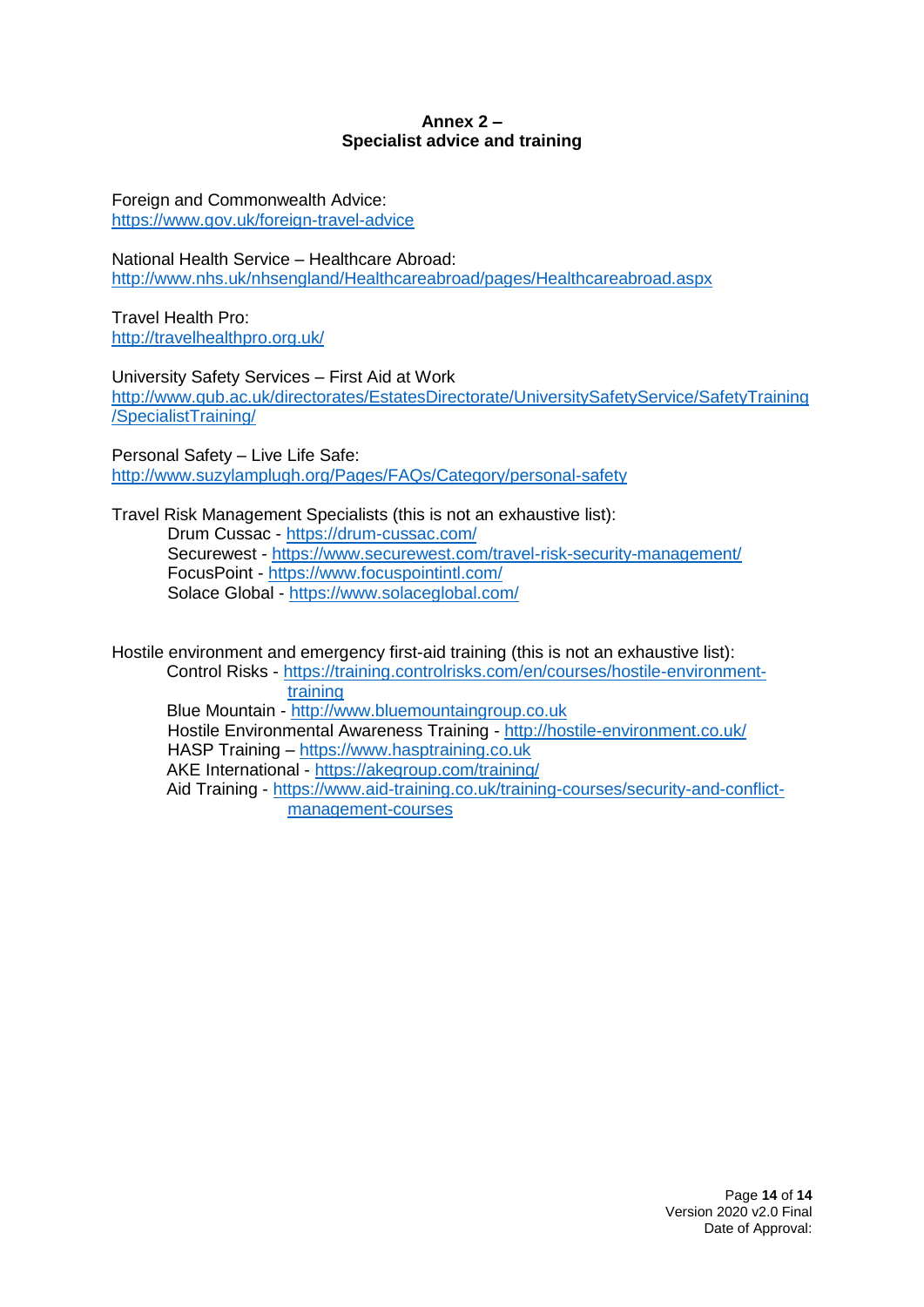## Annex 2 –
## Specialist advice and training

Foreign and Commonwealth Advice:
https://www.gov.uk/foreign-travel-advice

National Health Service – Healthcare Abroad:
http://www.nhs.uk/nhsengland/Healthcareabroad/pages/Healthcareabroad.aspx

Travel Health Pro:
http://travelhealthpro.org.uk/

University Safety Services – First Aid at Work
http://www.qub.ac.uk/directorates/EstatesDirectorate/UniversitySafetyService/SafetyTraining/SpecialistTraining/

Personal Safety – Live Life Safe:
http://www.suzylamplugh.org/Pages/FAQs/Category/personal-safety

Travel Risk Management Specialists (this is not an exhaustive list):

- Drum Cussac - https://drum-cussac.com/
- Securewest - https://www.securewest.com/travel-risk-security-management/
- FocusPoint - https://www.focuspointintl.com/
- Solace Global - https://www.solaceglobal.com/

Hostile environment and emergency first-aid training (this is not an exhaustive list):

- Control Risks - https://training.controlrisks.com/en/courses/hostile-environment-training
- Blue Mountain - http://www.bluemountaingroup.co.uk
- Hostile Environmental Awareness Training - http://hostile-environment.co.uk/
- HASP Training – https://www.hasptraining.co.uk
- AKE International - https://akegroup.com/training/
- Aid Training - https://www.aid-training.co.uk/training-courses/security-and-conflict-management-courses

Version 2020 v2.0 Final
Date of Approval: